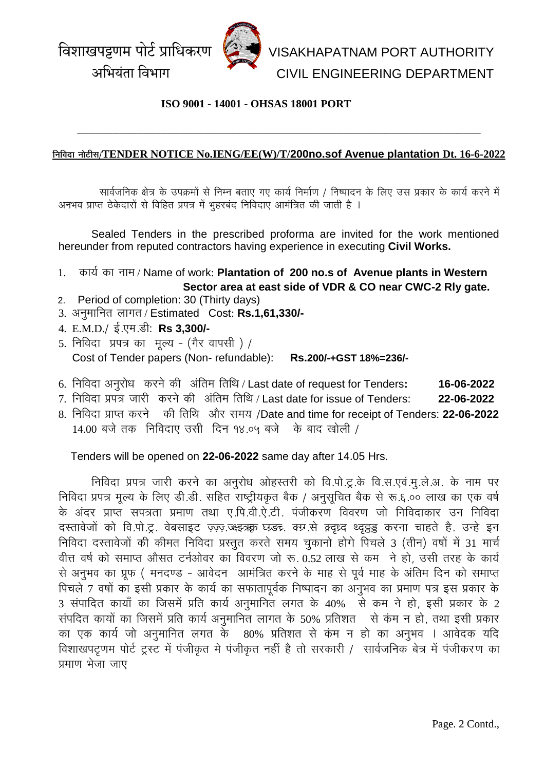विशाखपट्टणम पोर्ट प्राधिकरण
अभियंता विभाग

VISAKHAPATNAM PORT AUTHORITY
CIVIL ENGINEERING DEPARTMENT

**ISO 9001 - 14001 - OHSAS 18001 PORT**

---

**निविदा नोटीस/TENDER NOTICE No.IENG/EE(W)/T/200no.sof Avenue plantation Dt. 16-6-2022**

सार्वजनिक क्षेत्र के उपक्रमों से निम्न बताए गए कार्य निर्माण / निष्पादन के लिए उस प्रकार के कार्य करने में अनभव प्राप्त ठेकेदारों से विहित प्रपत्र में भुहरबंद निविदाए आमंत्रित की जाती है ।

Sealed Tenders in the prescribed proforma are invited for the work mentioned hereunder from reputed contractors having experience in executing **Civil Works.**

1. कार्य का नाम / Name of work: **Plantation of 200 no.s of Avenue plants in Western Sector area at east side of VDR & CO near CWC-2 Rly gate.**
2. Period of completion: 30 (Thirty days)
3. अनुमानित लागत / Estimated Cost: **Rs.1,61,330/-**
4. E.M.D./ ई.एम.डी: **Rs 3,300/-**
5. निविदा प्रपत्र का मूल्य - (गैर वापसी ) / Cost of Tender papers (Non- refundable): **Rs.200/-+GST 18%=236/-**
6. निविदा अनुरोध करने की अंतिम तिथि / Last date of request for Tenders**:** **16-06-2022**
7. निविदा प्रपत्र जारी करने की अंतिम तिथि / Last date for issue of Tenders: **22-06-2022**
8. निविदा प्राप्त करने की तिथि और समय /Date and time for receipt of Tenders: **22-06-2022** 14.00 बजे तक निविदाए उसी दिन १४.०५ बजे के बाद खोली /

Tenders will be opened on **22-06-2022** same day after 14.05 Hrs.

निविदा प्रपत्र जारी करने का अनुरोध ओहस्तरी को वि.पो.ट्र.के वि.स.एवं.मु.ले.अ. के नाम पर निविदा प्रपत्र मूल्य के लिए डी.डी. सहित राष्ट्रीयकृत बैक / अनुसूचित बैक से रू.६.०० लाख का एक वर्ष के अंदर प्राप्त सपत्रता प्रमाण तथा ए.पि.वी.ऐ.टी. पंजीकरण विवरण जो निविदाकार उन निविदा दस्तावेजों को वि.पो.ट्र. वेबसाइट ज़्ज़्ज़.ज्क्ष्इत्र्क्क घ्ड्ड्ट. क्ग्र.से क्दृध्द थ्दृड्ड करना चाहते है. उन्हे इन निविदा दस्तावेजों की कीमत निविदा प्रस्तुत करते समय चुकानो होगे पिचले 3 (तीन) वषों में 31 मार्च वीत्त वर्ष को समाप्त औसत टर्नओवर का विवरण जो रू. 0.52 लाख से कम ने हो, उसी तरह के कार्य से अनुभव का प्रूफ ( मनदण्ड - आवेदन आमंत्रित करने के माह से पूर्व माह के अंतिम दिन को समाप्त पिचले 7 वषों का इसी प्रकार के कार्य का सफातापूर्वक निष्पादन का अनुभव का प्रमाण पत्र इस प्रकार के 3 संपादित कायाँ का जिसमें प्रति कार्य अनुमानित लगत के 40% से कम ने हो, इसी प्रकार के 2 संपदित कार्यो का जिसमें प्रति कार्य अनुमानित लागत के 50% प्रतिशत से कंम न हो, तथा इसी प्रकार का एक कार्य जो अनुमानित लगत के 80% प्रतिशत से कंम न हो का अनुभव । आवेदक यदि विशाखपट्णम पोर्ट ट्रस्ट में पंजीकृत मे पंजीकृत नहीं है तो सरकारी / सार्वजनिक बेत्र में पंजीकरण का प्रमाण भेजा जाए

Page. 2 Contd.,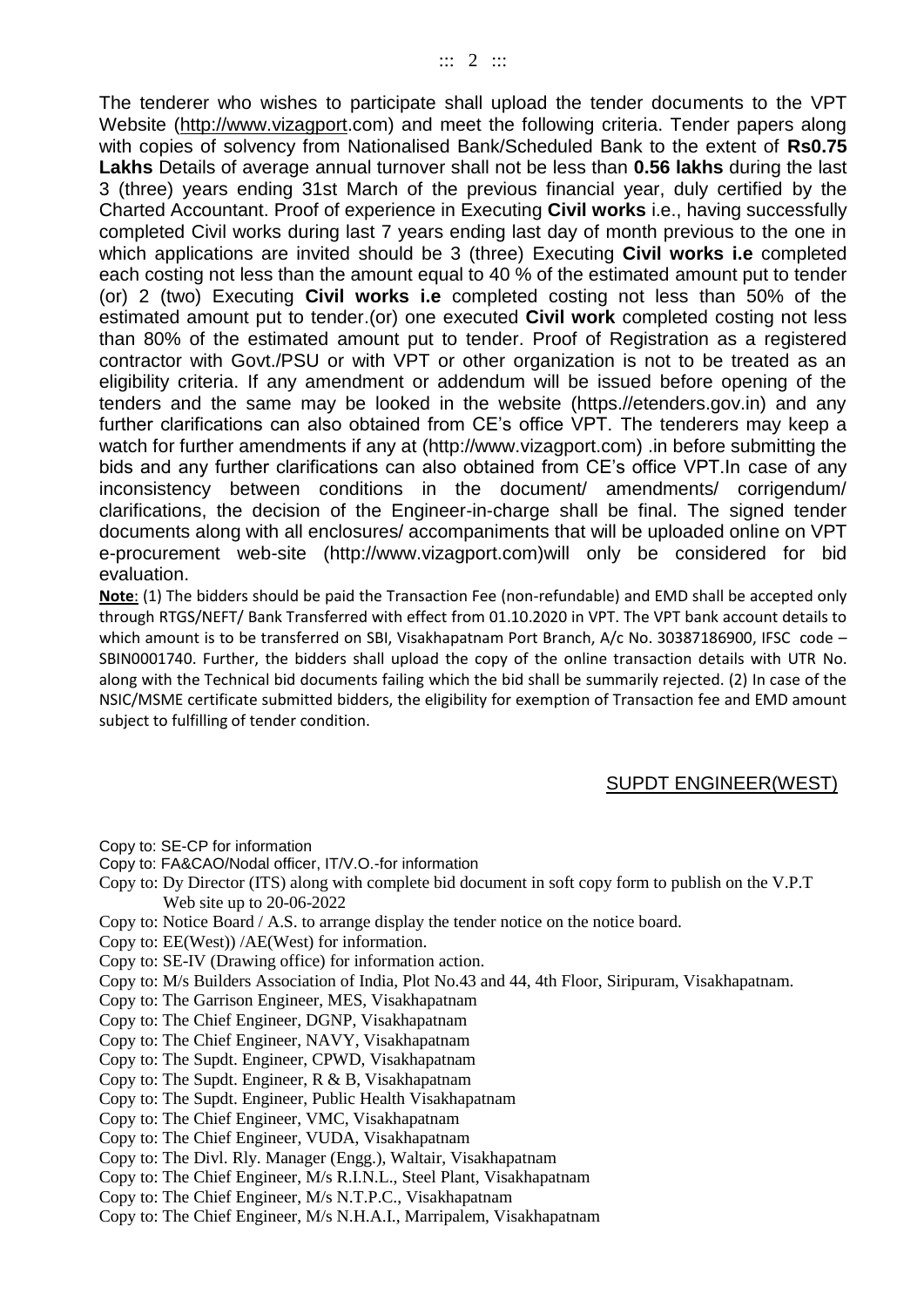The tenderer who wishes to participate shall upload the tender documents to the VPT Website (http://www.vizagport.com) and meet the following criteria. Tender papers along with copies of solvency from Nationalised Bank/Scheduled Bank to the extent of **Rs0.75 Lakhs** Details of average annual turnover shall not be less than **0.56 lakhs** during the last 3 (three) years ending 31st March of the previous financial year, duly certified by the Charted Accountant. Proof of experience in Executing **Civil works** i.e., having successfully completed Civil works during last 7 years ending last day of month previous to the one in which applications are invited should be 3 (three) Executing **Civil works i.e** completed each costing not less than the amount equal to 40 % of the estimated amount put to tender (or) 2 (two) Executing **Civil works i.e** completed costing not less than 50% of the estimated amount put to tender.(or) one executed **Civil work** completed costing not less than 80% of the estimated amount put to tender. Proof of Registration as a registered contractor with Govt./PSU or with VPT or other organization is not to be treated as an eligibility criteria. If any amendment or addendum will be issued before opening of the tenders and the same may be looked in the website (https.//etenders.gov.in) and any further clarifications can also obtained from CE's office VPT. The tenderers may keep a watch for further amendments if any at (http://www.vizagport.com) .in before submitting the bids and any further clarifications can also obtained from CE's office VPT.In case of any inconsistency between conditions in the document/ amendments/ corrigendum/ clarifications, the decision of the Engineer-in-charge shall be final. The signed tender documents along with all enclosures/ accompaniments that will be uploaded online on VPT e-procurement web-site (http://www.vizagport.com)will only be considered for bid evaluation.

**Note**: (1) The bidders should be paid the Transaction Fee (non-refundable) and EMD shall be accepted only through RTGS/NEFT/ Bank Transferred with effect from 01.10.2020 in VPT. The VPT bank account details to which amount is to be transferred on SBI, Visakhapatnam Port Branch, A/c No. 30387186900, IFSC code – SBIN0001740. Further, the bidders shall upload the copy of the online transaction details with UTR No. along with the Technical bid documents failing which the bid shall be summarily rejected. (2) In case of the NSIC/MSME certificate submitted bidders, the eligibility for exemption of Transaction fee and EMD amount subject to fulfilling of tender condition.

SUPDT ENGINEER(WEST)

Copy to: SE-CP for information
Copy to: FA&CAO/Nodal officer, IT/V.O.-for information
Copy to: Dy Director (ITS) along with complete bid document in soft copy form to publish on the V.P.T Web site up to 20-06-2022
Copy to: Notice Board / A.S. to arrange display the tender notice on the notice board.
Copy to: EE(West)) /AE(West) for information.
Copy to: SE-IV (Drawing office) for information action.
Copy to: M/s Builders Association of India, Plot No.43 and 44, 4th Floor, Siripuram, Visakhapatnam.
Copy to: The Garrison Engineer, MES, Visakhapatnam
Copy to: The Chief Engineer, DGNP, Visakhapatnam
Copy to: The Chief Engineer, NAVY, Visakhapatnam
Copy to: The Supdt. Engineer, CPWD, Visakhapatnam
Copy to: The Supdt. Engineer, R & B, Visakhapatnam
Copy to: The Supdt. Engineer, Public Health Visakhapatnam
Copy to: The Chief Engineer, VMC, Visakhapatnam
Copy to: The Chief Engineer, VUDA, Visakhapatnam
Copy to: The Divl. Rly. Manager (Engg.), Waltair, Visakhapatnam
Copy to: The Chief Engineer, M/s R.I.N.L., Steel Plant, Visakhapatnam
Copy to: The Chief Engineer, M/s N.T.P.C., Visakhapatnam
Copy to: The Chief Engineer, M/s N.H.A.I., Marripalem, Visakhapatnam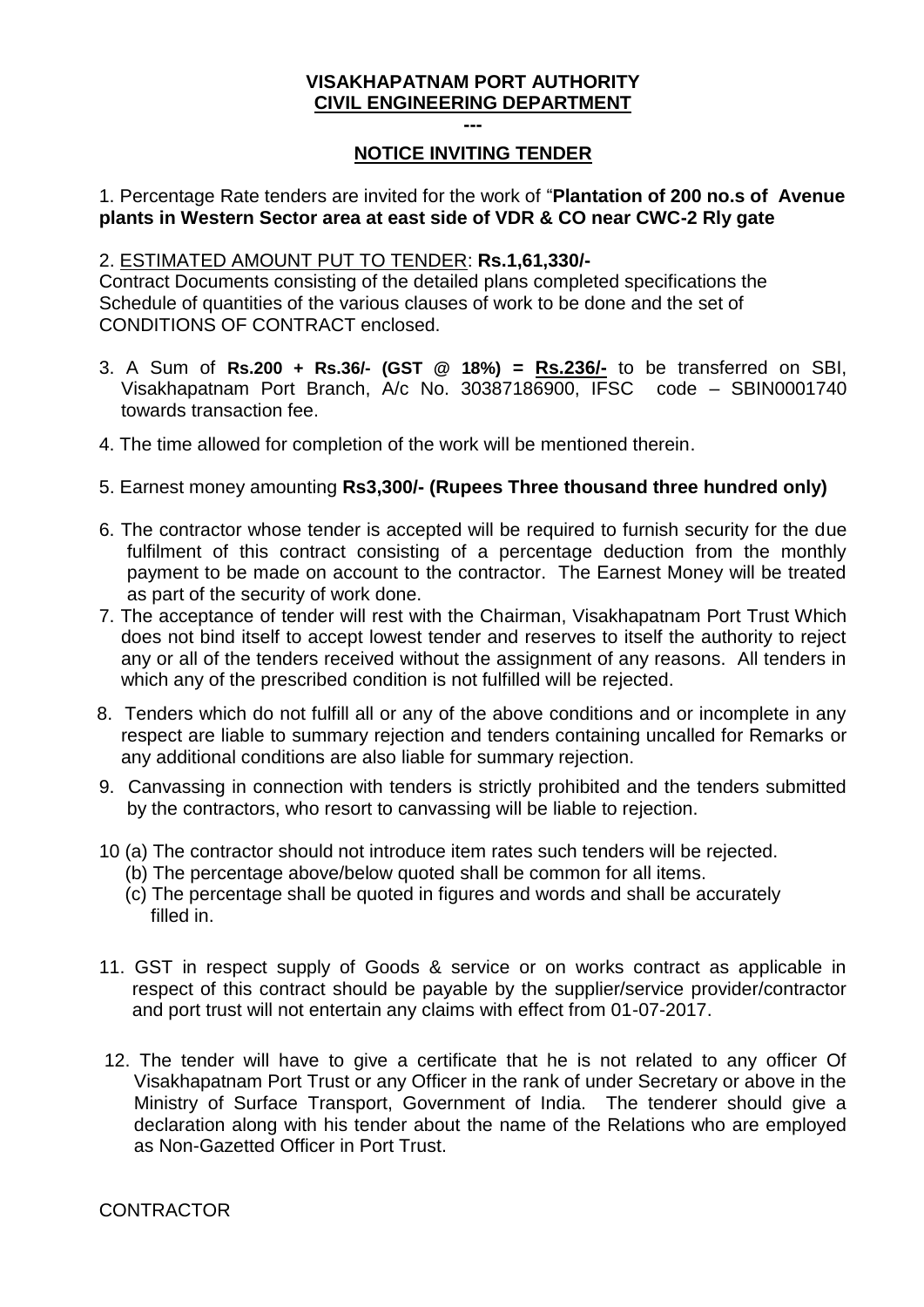**VISAKHAPATNAM PORT AUTHORITY**
**CIVIL ENGINEERING DEPARTMENT**

**---**

**NOTICE INVITING TENDER**

1. Percentage Rate tenders are invited for the work of "**Plantation of 200 no.s of Avenue plants in Western Sector area at east side of VDR & CO near CWC-2 Rly gate**

2. ESTIMATED AMOUNT PUT TO TENDER: **Rs.1,61,330/-**
Contract Documents consisting of the detailed plans completed specifications the Schedule of quantities of the various clauses of work to be done and the set of CONDITIONS OF CONTRACT enclosed.

3. A Sum of **Rs.200 + Rs.36/- (GST @ 18%) = Rs.236/-** to be transferred on SBI, Visakhapatnam Port Branch, A/c No. 30387186900, IFSC code – SBIN0001740 towards transaction fee.

4. The time allowed for completion of the work will be mentioned therein.

5. Earnest money amounting **Rs3,300/- (Rupees Three thousand three hundred only)**

6. The contractor whose tender is accepted will be required to furnish security for the due fulfilment of this contract consisting of a percentage deduction from the monthly payment to be made on account to the contractor. The Earnest Money will be treated as part of the security of work done.

7. The acceptance of tender will rest with the Chairman, Visakhapatnam Port Trust Which does not bind itself to accept lowest tender and reserves to itself the authority to reject any or all of the tenders received without the assignment of any reasons. All tenders in which any of the prescribed condition is not fulfilled will be rejected.

8. Tenders which do not fulfill all or any of the above conditions and or incomplete in any respect are liable to summary rejection and tenders containing uncalled for Remarks or any additional conditions are also liable for summary rejection.

9. Canvassing in connection with tenders is strictly prohibited and the tenders submitted by the contractors, who resort to canvassing will be liable to rejection.

10 (a) The contractor should not introduce item rates such tenders will be rejected.
   (b) The percentage above/below quoted shall be common for all items.
   (c) The percentage shall be quoted in figures and words and shall be accurately filled in.

11. GST in respect supply of Goods & service or on works contract as applicable in respect of this contract should be payable by the supplier/service provider/contractor and port trust will not entertain any claims with effect from 01-07-2017.

12. The tender will have to give a certificate that he is not related to any officer Of Visakhapatnam Port Trust or any Officer in the rank of under Secretary or above in the Ministry of Surface Transport, Government of India. The tenderer should give a declaration along with his tender about the name of the Relations who are employed as Non-Gazetted Officer in Port Trust.

CONTRACTOR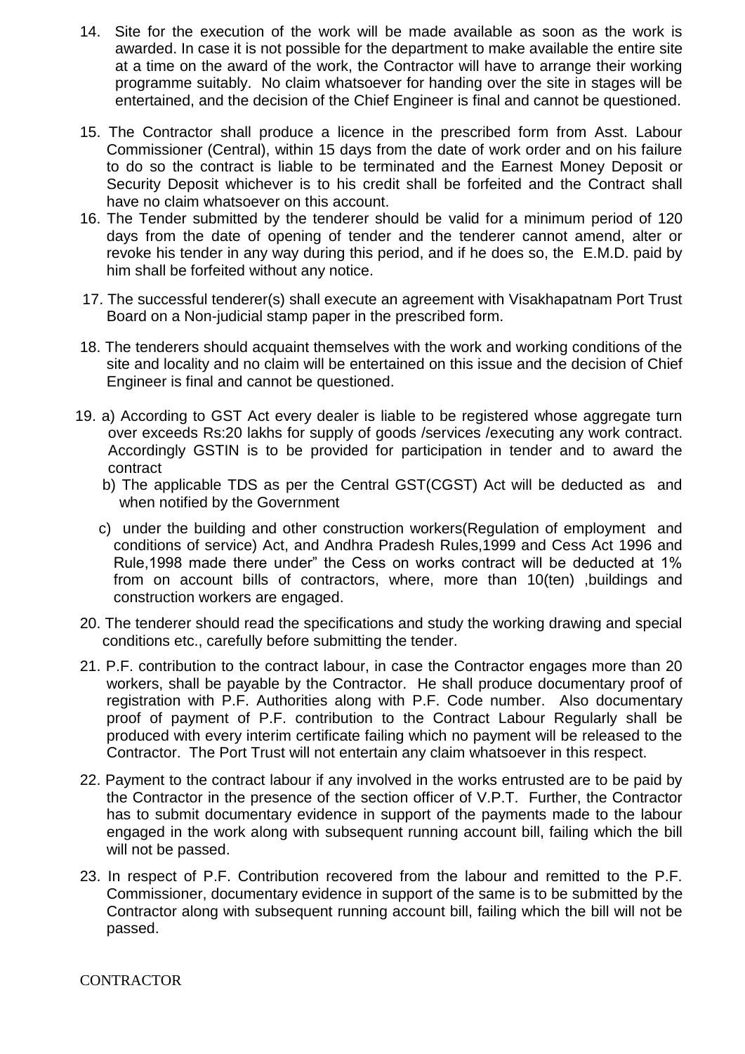14. Site for the execution of the work will be made available as soon as the work is awarded. In case it is not possible for the department to make available the entire site at a time on the award of the work, the Contractor will have to arrange their working programme suitably. No claim whatsoever for handing over the site in stages will be entertained, and the decision of the Chief Engineer is final and cannot be questioned.

15. The Contractor shall produce a licence in the prescribed form from Asst. Labour Commissioner (Central), within 15 days from the date of work order and on his failure to do so the contract is liable to be terminated and the Earnest Money Deposit or Security Deposit whichever is to his credit shall be forfeited and the Contract shall have no claim whatsoever on this account.

16. The Tender submitted by the tenderer should be valid for a minimum period of 120 days from the date of opening of tender and the tenderer cannot amend, alter or revoke his tender in any way during this period, and if he does so, the E.M.D. paid by him shall be forfeited without any notice.

17. The successful tenderer(s) shall execute an agreement with Visakhapatnam Port Trust Board on a Non-judicial stamp paper in the prescribed form.

18. The tenderers should acquaint themselves with the work and working conditions of the site and locality and no claim will be entertained on this issue and the decision of Chief Engineer is final and cannot be questioned.

19. a) According to GST Act every dealer is liable to be registered whose aggregate turn over exceeds Rs:20 lakhs for supply of goods /services /executing any work contract. Accordingly GSTIN is to be provided for participation in tender and to award the contract

    b) The applicable TDS as per the Central GST(CGST) Act will be deducted as and when notified by the Government

    c) under the building and other construction workers(Regulation of employment and conditions of service) Act, and Andhra Pradesh Rules,1999 and Cess Act 1996 and Rule,1998 made there under" the Cess on works contract will be deducted at 1% from on account bills of contractors, where, more than 10(ten) ,buildings and construction workers are engaged.

20. The tenderer should read the specifications and study the working drawing and special conditions etc., carefully before submitting the tender.

21. P.F. contribution to the contract labour, in case the Contractor engages more than 20 workers, shall be payable by the Contractor. He shall produce documentary proof of registration with P.F. Authorities along with P.F. Code number. Also documentary proof of payment of P.F. contribution to the Contract Labour Regularly shall be produced with every interim certificate failing which no payment will be released to the Contractor. The Port Trust will not entertain any claim whatsoever in this respect.

22. Payment to the contract labour if any involved in the works entrusted are to be paid by the Contractor in the presence of the section officer of V.P.T. Further, the Contractor has to submit documentary evidence in support of the payments made to the labour engaged in the work along with subsequent running account bill, failing which the bill will not be passed.

23. In respect of P.F. Contribution recovered from the labour and remitted to the P.F. Commissioner, documentary evidence in support of the same is to be submitted by the Contractor along with subsequent running account bill, failing which the bill will not be passed.

CONTRACTOR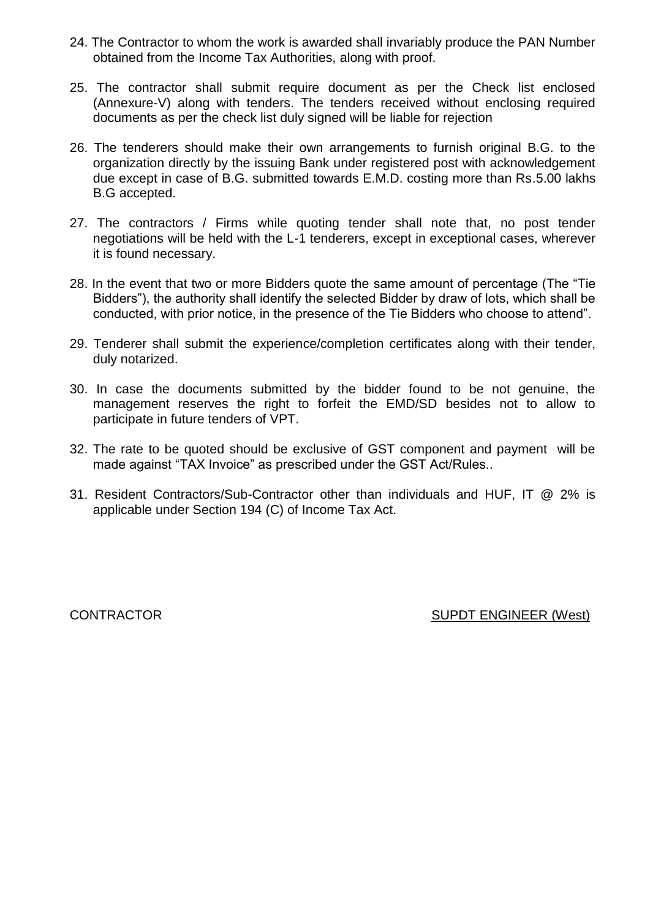24. The Contractor to whom the work is awarded shall invariably produce the PAN Number obtained from the Income Tax Authorities, along with proof.

25. The contractor shall submit require document as per the Check list enclosed (Annexure-V) along with tenders. The tenders received without enclosing required documents as per the check list duly signed will be liable for rejection

26. The tenderers should make their own arrangements to furnish original B.G. to the organization directly by the issuing Bank under registered post with acknowledgement due except in case of B.G. submitted towards E.M.D. costing more than Rs.5.00 lakhs B.G accepted.

27. The contractors / Firms while quoting tender shall note that, no post tender negotiations will be held with the L-1 tenderers, except in exceptional cases, wherever it is found necessary.

28. In the event that two or more Bidders quote the same amount of percentage (The "Tie Bidders"), the authority shall identify the selected Bidder by draw of lots, which shall be conducted, with prior notice, in the presence of the Tie Bidders who choose to attend".

29. Tenderer shall submit the experience/completion certificates along with their tender, duly notarized.

30. In case the documents submitted by the bidder found to be not genuine, the management reserves the right to forfeit the EMD/SD besides not to allow to participate in future tenders of VPT.

32. The rate to be quoted should be exclusive of GST component and payment will be made against "TAX Invoice" as prescribed under the GST Act/Rules..

31. Resident Contractors/Sub-Contractor other than individuals and HUF, IT @ 2% is applicable under Section 194 (C) of Income Tax Act.

CONTRACTOR SUPDT ENGINEER (West)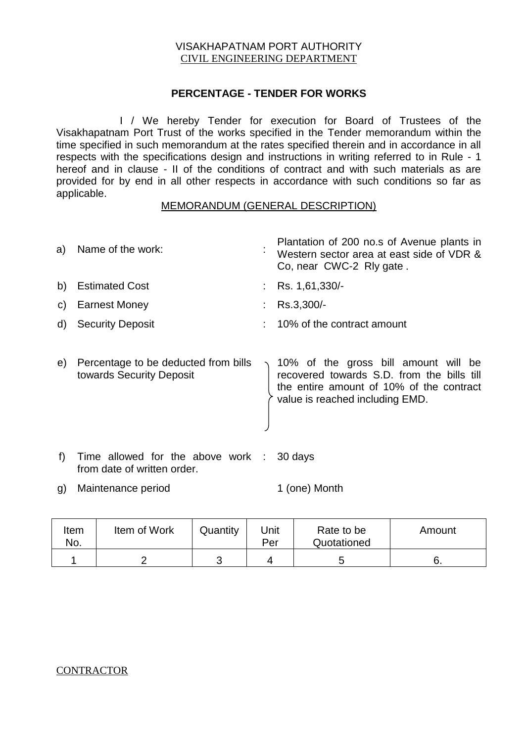VISAKHAPATNAM PORT AUTHORITY
CIVIL ENGINEERING DEPARTMENT

## PERCENTAGE - TENDER FOR WORKS

I / We hereby Tender for execution for Board of Trustees of the Visakhapatnam Port Trust of the works specified in the Tender memorandum within the time specified in such memorandum at the rates specified therein and in accordance in all respects with the specifications design and instructions in writing referred to in Rule - 1 hereof and in clause - II of the conditions of contract and with such materials as are provided for by end in all other respects in accordance with such conditions so far as applicable.

MEMORANDUM (GENERAL DESCRIPTION)

a) Name of the work: : Plantation of 200 no.s of Avenue plants in Western sector area at east side of VDR & Co, near CWC-2 Rly gate .

b) Estimated Cost : Rs. 1,61,330/-

c) Earnest Money : Rs.3,300/-

d) Security Deposit : 10% of the contract amount

e) Percentage to be deducted from bills towards Security Deposit : 10% of the gross bill amount will be recovered towards S.D. from the bills till the entire amount of 10% of the contract value is reached including EMD.

f) Time allowed for the above work from date of written order. : 30 days

g) Maintenance period 1 (one) Month

| Item No. | Item of Work | Quantity | Unit Per | Rate to be Quotationed | Amount |
|---|---|---|---|---|---|
| 1 | 2 | 3 | 4 | 5 | 6. |

CONTRACTOR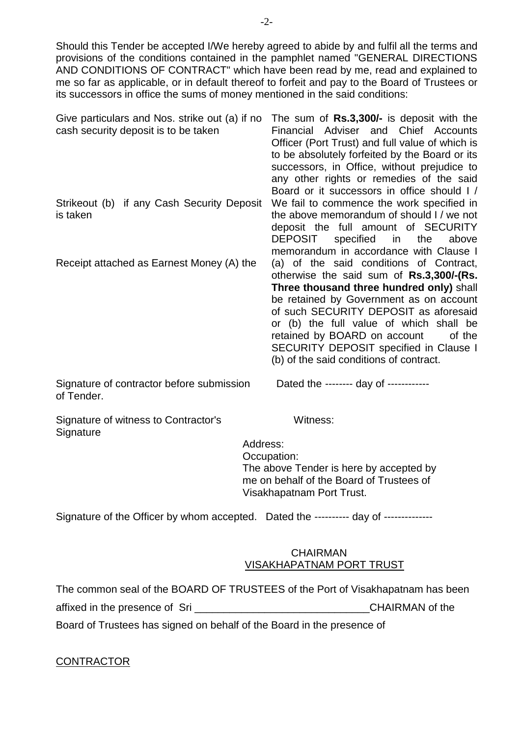Should this Tender be accepted I/We hereby agreed to abide by and fulfil all the terms and provisions of the conditions contained in the pamphlet named "GENERAL DIRECTIONS AND CONDITIONS OF CONTRACT" which have been read by me, read and explained to me so far as applicable, or in default thereof to forfeit and pay to the Board of Trustees or its successors in office the sums of money mentioned in the said conditions:

Give particulars and Nos. strike out (a) if no cash security deposit is to be taken

Strikeout (b) if any Cash Security Deposit is taken

Receipt attached as Earnest Money (A) the

The sum of **Rs.3,300/-** is deposit with the Financial Adviser and Chief Accounts Officer (Port Trust) and full value of which is to be absolutely forfeited by the Board or its successors, in Office, without prejudice to any other rights or remedies of the said Board or it successors in office should I / We fail to commence the work specified in the above memorandum of should I / we not deposit the full amount of SECURITY DEPOSIT specified in the above memorandum in accordance with Clause I (a) of the said conditions of Contract, otherwise the said sum of **Rs.3,300/-(Rs. Three thousand three hundred only)** shall be retained by Government as on account of such SECURITY DEPOSIT as aforesaid or (b) the full value of which shall be retained by BOARD on account of the SECURITY DEPOSIT specified in Clause I (b) of the said conditions of contract.

Signature of contractor before submission of Tender.

Dated the -------- day of ------------

Signature of witness to Contractor's Signature

Witness:

Address:

Occupation:

The above Tender is here by accepted by me on behalf of the Board of Trustees of Visakhapatnam Port Trust.

Signature of the Officer by whom accepted. Dated the ---------- day of --------------

CHAIRMAN
VISAKHAPATNAM PORT TRUST

The common seal of the BOARD OF TRUSTEES of the Port of Visakhapatnam has been affixed in the presence of Sri ______________________________CHAIRMAN of the Board of Trustees has signed on behalf of the Board in the presence of

CONTRACTOR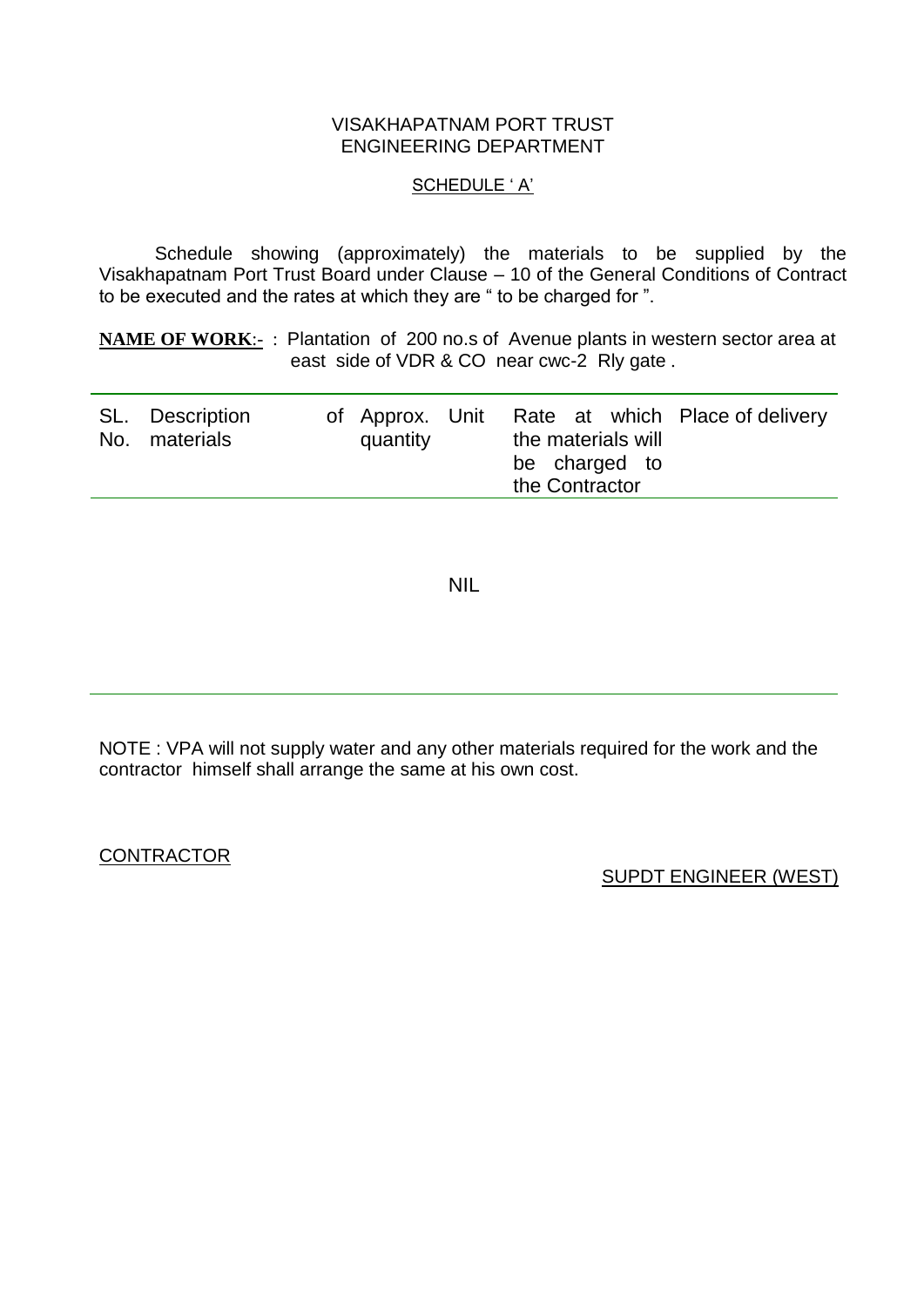VISAKHAPATNAM PORT TRUST
ENGINEERING DEPARTMENT

SCHEDULE ' A'

Schedule showing (approximately) the materials to be supplied by the Visakhapatnam Port Trust Board under Clause – 10 of the General Conditions of Contract to be executed and the rates at which they are " to be charged for ".

**NAME OF WORK**:- : Plantation of 200 no.s of Avenue plants in western sector area at east side of VDR & CO near cwc-2 Rly gate .

| SL. No. | Description of materials | Approx. quantity | Unit | Rate at which the materials will be charged to the Contractor | Place of delivery |
|---|---|---|---|---|---|
| | | NIL | | | |

NOTE : VPA will not supply water and any other materials required for the work and the contractor himself shall arrange the same at his own cost.

CONTRACTOR

SUPDT ENGINEER (WEST)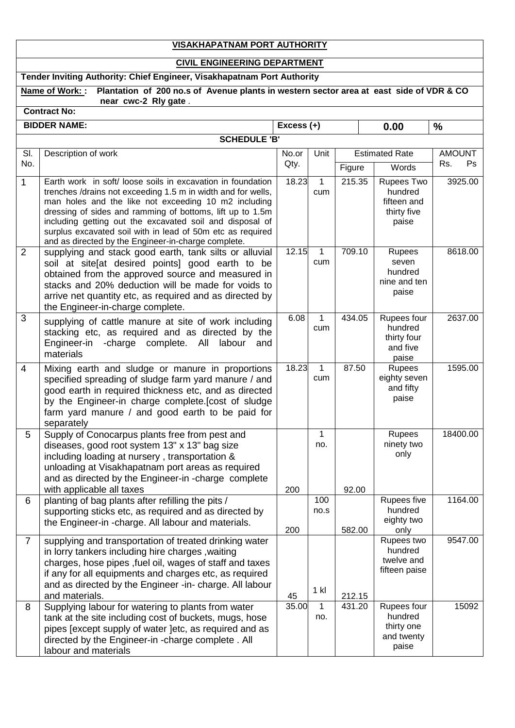**VISAKHAPATNAM PORT AUTHORITY**

**CIVIL ENGINEERING DEPARTMENT**

**Tender Inviting Authority: Chief Engineer, Visakhapatnam Port Authority**

**Name of Work: : Plantation of 200 no.s of Avenue plants in western sector area at east side of VDR & CO near cwc-2 Rly gate** .

**Contract No:**

| **BIDDER NAME:** | **Excess (+)** | **0.00** | **%** |
|---|---|---|---|

**SCHEDULE 'B'**

| Sl. No. | Description of work | No.or Qty. | Unit | Estimated Rate | | AMOUNT Rs. Ps |
|---|---|---|---|---|---|---|
| | | | | Figure | Words | |
| 1 | Earth work in soft/ loose soils in excavation in foundation trenches /drains not exceeding 1.5 m in width and for wells, man holes and the like not exceeding 10 m2 including dressing of sides and ramming of bottoms, lift up to 1.5m including getting out the excavated soil and disposal of surplus excavated soil with in lead of 50m etc as required and as directed by the Engineer-in-charge complete. | 18.23 | 1 cum | 215.35 | Rupees Two hundred fifteen and thirty five paise | 3925.00 |
| 2 | supplying and stack good earth, tank silts or alluvial soil at site[at desired points] good earth to be obtained from the approved source and measured in stacks and 20% deduction will be made for voids to arrive net quantity etc, as required and as directed by the Engineer-in-charge complete. | 12.15 | 1 cum | 709.10 | Rupees seven hundred nine and ten paise | 8618.00 |
| 3 | supplying of cattle manure at site of work including stacking etc, as required and as directed by the Engineer-in -charge complete. All labour and materials | 6.08 | 1 cum | 434.05 | Rupees four hundred thirty four and five paise | 2637.00 |
| 4 | Mixing earth and sludge or manure in proportions specified spreading of sludge farm yard manure / and good earth in required thickness etc, and as directed by the Engineer-in charge complete.[cost of sludge farm yard manure / and good earth to be paid for separately | 18.23 | 1 cum | 87.50 | Rupees eighty seven and fifty paise | 1595.00 |
| 5 | Supply of Conocarpus plants free from pest and diseases, good root system 13" x 13" bag size including loading at nursery , transportation & unloading at Visakhapatnam port areas as required and as directed by the Engineer-in -charge complete with applicable all taxes | 200 | 1 no. | 92.00 | Rupees ninety two only | 18400.00 |
| 6 | planting of bag plants after refilling the pits / supporting sticks etc, as required and as directed by the Engineer-in -charge. All labour and materials. | 200 | 100 no.s | 582.00 | Rupees five hundred eighty two only | 1164.00 |
| 7 | supplying and transportation of treated drinking water in lorry tankers including hire charges ,waiting charges, hose pipes ,fuel oil, wages of staff and taxes if any for all equipments and charges etc, as required and as directed by the Engineer -in- charge. All labour and materials. | 45 | 1 kl | 212.15 | Rupees two hundred twelve and fifteen paise | 9547.00 |
| 8 | Supplying labour for watering to plants from water tank at the site including cost of buckets, mugs, hose pipes [except supply of water ]etc, as required and as directed by the Engineer-in -charge complete . All labour and materials | 35.00 | 1 no. | 431.20 | Rupees four hundred thirty one and twenty paise | 15092 |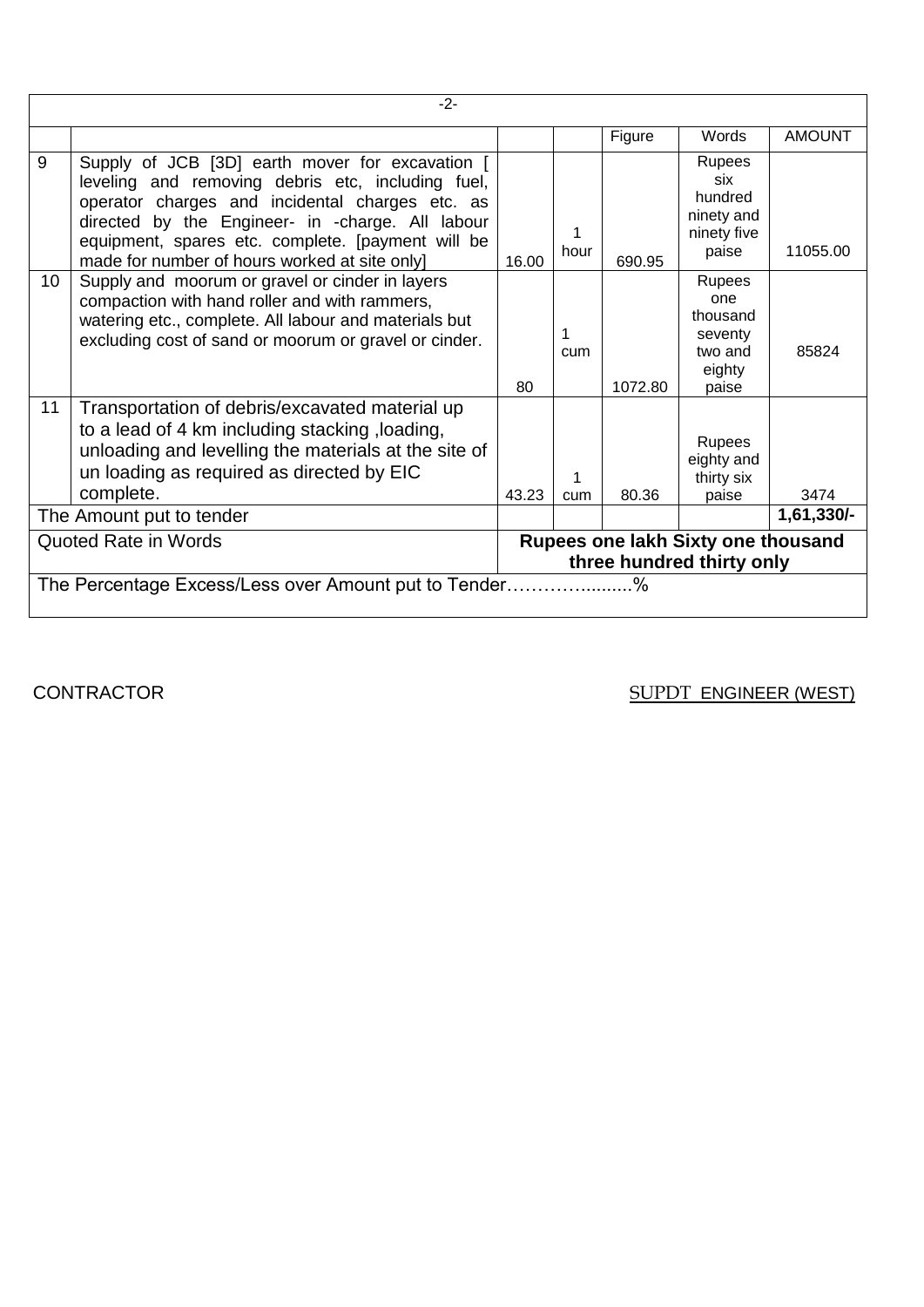-2-

| | | | | Figure | Words | AMOUNT |
|---|---|---|---|---|---|---|
| 9 | Supply of JCB [3D] earth mover for excavation [ leveling and removing debris etc, including fuel, operator charges and incidental charges etc. as directed by the Engineer- in -charge. All labour equipment, spares etc. complete. [payment will be made for number of hours worked at site only] | 16.00 | 1 hour | 690.95 | Rupees six hundred ninety and ninety five paise | 11055.00 |
| 10 | Supply and moorum or gravel or cinder in layers compaction with hand roller and with rammers, watering etc., complete. All labour and materials but excluding cost of sand or moorum or gravel or cinder. | 80 | 1 cum | 1072.80 | Rupees one thousand seventy two and eighty paise | 85824 |
| 11 | Transportation of debris/excavated material up to a lead of 4 km including stacking ,loading, unloading and levelling the materials at the site of un loading as required as directed by EIC complete. | 43.23 | 1 cum | 80.36 | Rupees eighty and thirty six paise | 3474 |
| The Amount put to tender | | | | | | **1,61,330/-** |
| Quoted Rate in Words | | **Rupees one lakh Sixty one thousand three hundred thirty only** | | | | |
| The Percentage Excess/Less over Amount put to Tender……….........% | | | | | | |

CONTRACTOR SUPDT ENGINEER (WEST)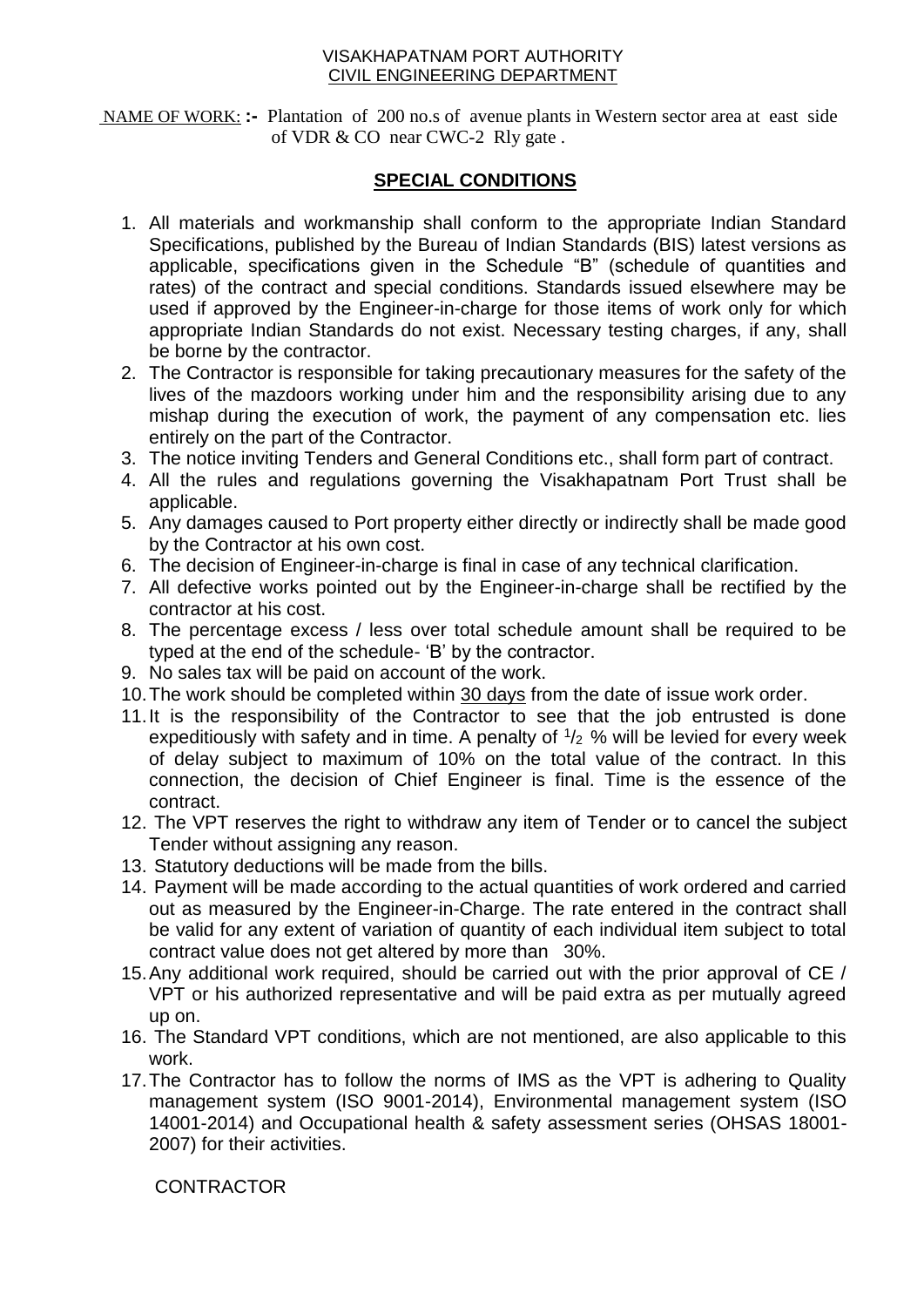VISAKHAPATNAM PORT AUTHORITY
CIVIL ENGINEERING DEPARTMENT

NAME OF WORK: **:-** Plantation of 200 no.s of avenue plants in Western sector area at east side of VDR & CO near CWC-2 Rly gate .

## SPECIAL CONDITIONS

1. All materials and workmanship shall conform to the appropriate Indian Standard Specifications, published by the Bureau of Indian Standards (BIS) latest versions as applicable, specifications given in the Schedule "B" (schedule of quantities and rates) of the contract and special conditions. Standards issued elsewhere may be used if approved by the Engineer-in-charge for those items of work only for which appropriate Indian Standards do not exist. Necessary testing charges, if any, shall be borne by the contractor.
2. The Contractor is responsible for taking precautionary measures for the safety of the lives of the mazdoors working under him and the responsibility arising due to any mishap during the execution of work, the payment of any compensation etc. lies entirely on the part of the Contractor.
3. The notice inviting Tenders and General Conditions etc., shall form part of contract.
4. All the rules and regulations governing the Visakhapatnam Port Trust shall be applicable.
5. Any damages caused to Port property either directly or indirectly shall be made good by the Contractor at his own cost.
6. The decision of Engineer-in-charge is final in case of any technical clarification.
7. All defective works pointed out by the Engineer-in-charge shall be rectified by the contractor at his cost.
8. The percentage excess / less over total schedule amount shall be required to be typed at the end of the schedule- 'B' by the contractor.
9. No sales tax will be paid on account of the work.
10. The work should be completed within 30 days from the date of issue work order.
11. It is the responsibility of the Contractor to see that the job entrusted is done expeditiously with safety and in time. A penalty of $^{1}/_{2}$ % will be levied for every week of delay subject to maximum of 10% on the total value of the contract. In this connection, the decision of Chief Engineer is final. Time is the essence of the contract.
12. The VPT reserves the right to withdraw any item of Tender or to cancel the subject Tender without assigning any reason.
13. Statutory deductions will be made from the bills.
14. Payment will be made according to the actual quantities of work ordered and carried out as measured by the Engineer-in-Charge. The rate entered in the contract shall be valid for any extent of variation of quantity of each individual item subject to total contract value does not get altered by more than 30%.
15. Any additional work required, should be carried out with the prior approval of CE / VPT or his authorized representative and will be paid extra as per mutually agreed up on.
16. The Standard VPT conditions, which are not mentioned, are also applicable to this work.
17. The Contractor has to follow the norms of IMS as the VPT is adhering to Quality management system (ISO 9001-2014), Environmental management system (ISO 14001-2014) and Occupational health & safety assessment series (OHSAS 18001-2007) for their activities.

CONTRACTOR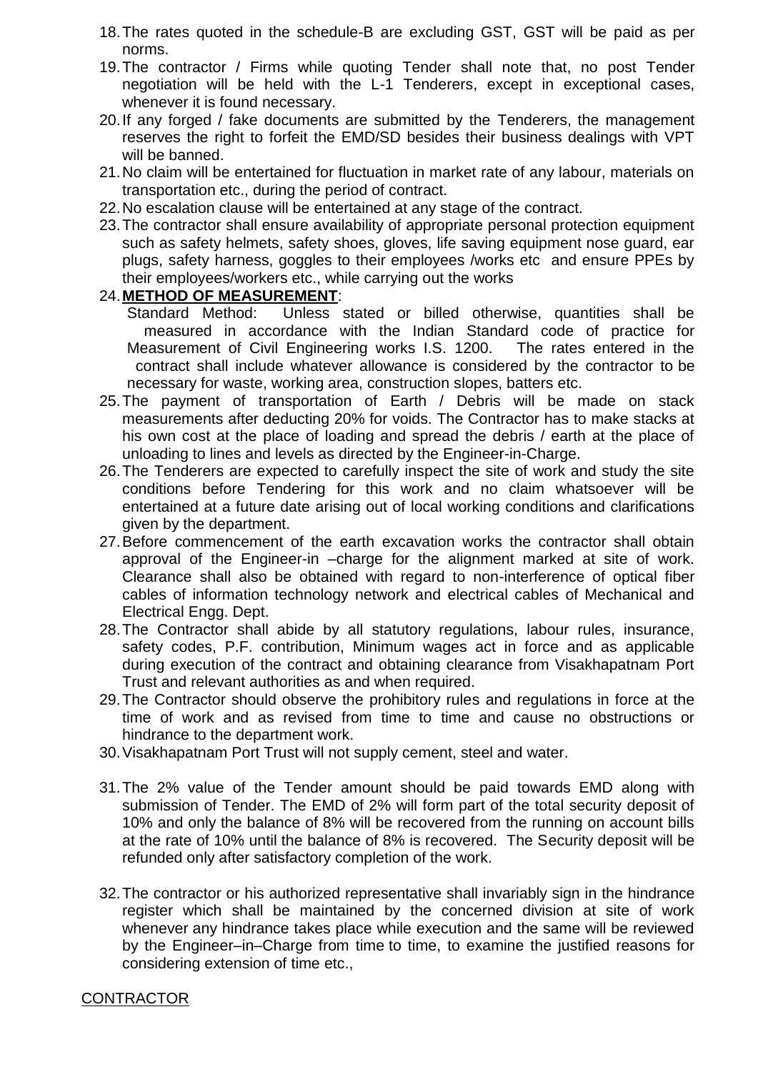18. The rates quoted in the schedule-B are excluding GST, GST will be paid as per norms.
19. The contractor / Firms while quoting Tender shall note that, no post Tender negotiation will be held with the L-1 Tenderers, except in exceptional cases, whenever it is found necessary.
20. If any forged / fake documents are submitted by the Tenderers, the management reserves the right to forfeit the EMD/SD besides their business dealings with VPT will be banned.
21. No claim will be entertained for fluctuation in market rate of any labour, materials on transportation etc., during the period of contract.
22. No escalation clause will be entertained at any stage of the contract.
23. The contractor shall ensure availability of appropriate personal protection equipment such as safety helmets, safety shoes, gloves, life saving equipment nose guard, ear plugs, safety harness, goggles to their employees /works etc and ensure PPEs by their employees/workers etc., while carrying out the works
24. **METHOD OF MEASUREMENT**:
    Standard Method: Unless stated or billed otherwise, quantities shall be measured in accordance with the Indian Standard code of practice for Measurement of Civil Engineering works I.S. 1200. The rates entered in the contract shall include whatever allowance is considered by the contractor to be necessary for waste, working area, construction slopes, batters etc.
25. The payment of transportation of Earth / Debris will be made on stack measurements after deducting 20% for voids. The Contractor has to make stacks at his own cost at the place of loading and spread the debris / earth at the place of unloading to lines and levels as directed by the Engineer-in-Charge.
26. The Tenderers are expected to carefully inspect the site of work and study the site conditions before Tendering for this work and no claim whatsoever will be entertained at a future date arising out of local working conditions and clarifications given by the department.
27. Before commencement of the earth excavation works the contractor shall obtain approval of the Engineer-in –charge for the alignment marked at site of work. Clearance shall also be obtained with regard to non-interference of optical fiber cables of information technology network and electrical cables of Mechanical and Electrical Engg. Dept.
28. The Contractor shall abide by all statutory regulations, labour rules, insurance, safety codes, P.F. contribution, Minimum wages act in force and as applicable during execution of the contract and obtaining clearance from Visakhapatnam Port Trust and relevant authorities as and when required.
29. The Contractor should observe the prohibitory rules and regulations in force at the time of work and as revised from time to time and cause no obstructions or hindrance to the department work.
30. Visakhapatnam Port Trust will not supply cement, steel and water.
31. The 2% value of the Tender amount should be paid towards EMD along with submission of Tender. The EMD of 2% will form part of the total security deposit of 10% and only the balance of 8% will be recovered from the running on account bills at the rate of 10% until the balance of 8% is recovered. The Security deposit will be refunded only after satisfactory completion of the work.
32. The contractor or his authorized representative shall invariably sign in the hindrance register which shall be maintained by the concerned division at site of work whenever any hindrance takes place while execution and the same will be reviewed by the Engineer–in–Charge from time to time, to examine the justified reasons for considering extension of time etc.,

CONTRACTOR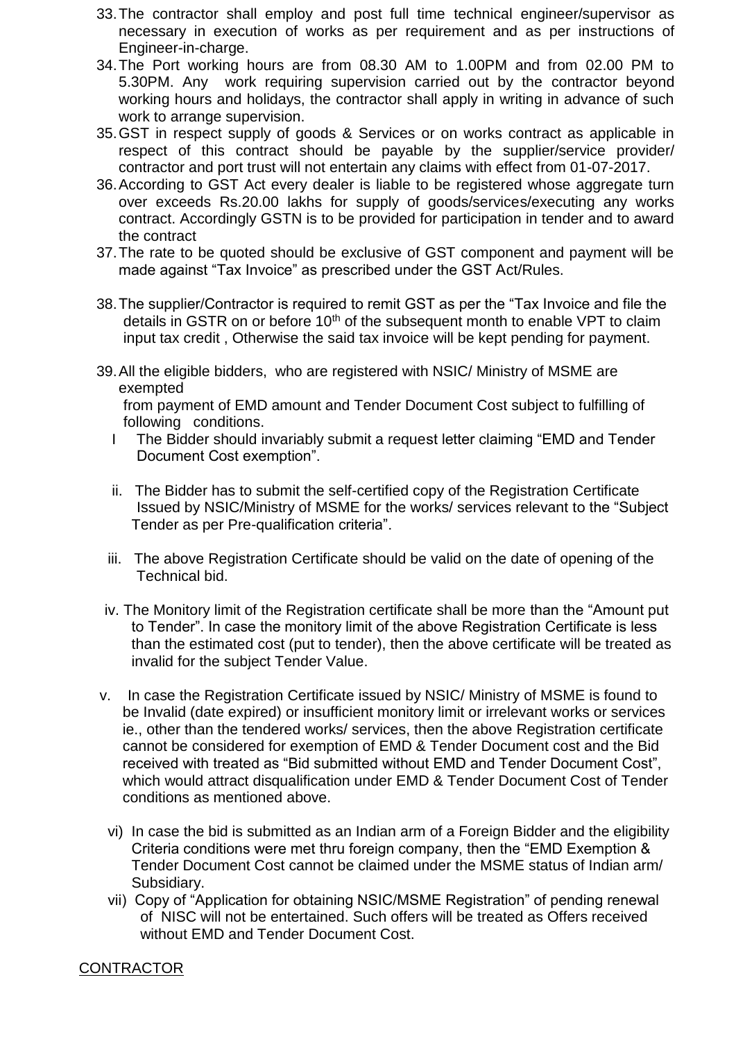33. The contractor shall employ and post full time technical engineer/supervisor as necessary in execution of works as per requirement and as per instructions of Engineer-in-charge.
34. The Port working hours are from 08.30 AM to 1.00PM and from 02.00 PM to 5.30PM. Any work requiring supervision carried out by the contractor beyond working hours and holidays, the contractor shall apply in writing in advance of such work to arrange supervision.
35. GST in respect supply of goods & Services or on works contract as applicable in respect of this contract should be payable by the supplier/service provider/ contractor and port trust will not entertain any claims with effect from 01-07-2017.
36. According to GST Act every dealer is liable to be registered whose aggregate turn over exceeds Rs.20.00 lakhs for supply of goods/services/executing any works contract. Accordingly GSTN is to be provided for participation in tender and to award the contract
37. The rate to be quoted should be exclusive of GST component and payment will be made against "Tax Invoice" as prescribed under the GST Act/Rules.
38. The supplier/Contractor is required to remit GST as per the "Tax Invoice and file the details in GSTR on or before 10th of the subsequent month to enable VPT to claim input tax credit , Otherwise the said tax invoice will be kept pending for payment.
39. All the eligible bidders, who are registered with NSIC/ Ministry of MSME are exempted from payment of EMD amount and Tender Document Cost subject to fulfilling of following conditions.

    I The Bidder should invariably submit a request letter claiming "EMD and Tender Document Cost exemption".

    ii. The Bidder has to submit the self-certified copy of the Registration Certificate Issued by NSIC/Ministry of MSME for the works/ services relevant to the "Subject Tender as per Pre-qualification criteria".

    iii. The above Registration Certificate should be valid on the date of opening of the Technical bid.

    iv. The Monitory limit of the Registration certificate shall be more than the "Amount put to Tender". In case the monitory limit of the above Registration Certificate is less than the estimated cost (put to tender), then the above certificate will be treated as invalid for the subject Tender Value.

    v. In case the Registration Certificate issued by NSIC/ Ministry of MSME is found to be Invalid (date expired) or insufficient monitory limit or irrelevant works or services ie., other than the tendered works/ services, then the above Registration certificate cannot be considered for exemption of EMD & Tender Document cost and the Bid received with treated as "Bid submitted without EMD and Tender Document Cost", which would attract disqualification under EMD & Tender Document Cost of Tender conditions as mentioned above.

    vi) In case the bid is submitted as an Indian arm of a Foreign Bidder and the eligibility Criteria conditions were met thru foreign company, then the "EMD Exemption & Tender Document Cost cannot be claimed under the MSME status of Indian arm/ Subsidiary.

    vii) Copy of "Application for obtaining NSIC/MSME Registration" of pending renewal of NISC will not be entertained. Such offers will be treated as Offers received without EMD and Tender Document Cost.

CONTRACTOR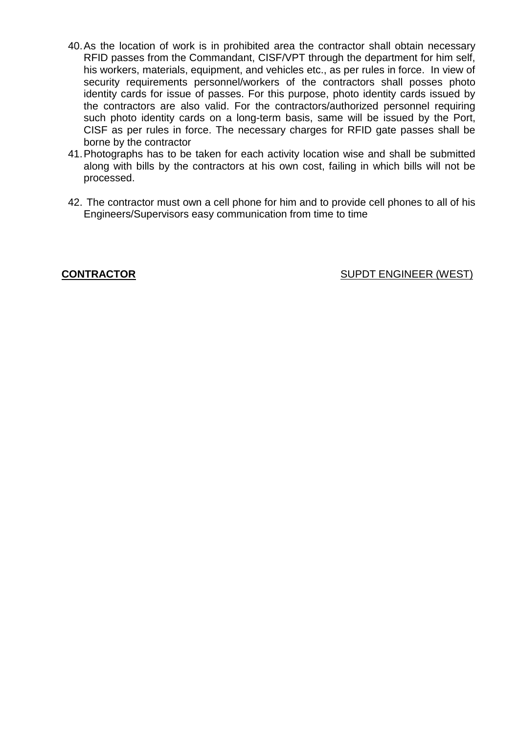40. As the location of work is in prohibited area the contractor shall obtain necessary RFID passes from the Commandant, CISF/VPT through the department for him self, his workers, materials, equipment, and vehicles etc., as per rules in force. In view of security requirements personnel/workers of the contractors shall posses photo identity cards for issue of passes. For this purpose, photo identity cards issued by the contractors are also valid. For the contractors/authorized personnel requiring such photo identity cards on a long-term basis, same will be issued by the Port, CISF as per rules in force. The necessary charges for RFID gate passes shall be borne by the contractor
41. Photographs has to be taken for each activity location wise and shall be submitted along with bills by the contractors at his own cost, failing in which bills will not be processed.

42. The contractor must own a cell phone for him and to provide cell phones to all of his Engineers/Supervisors easy communication from time to time

**CONTRACTOR** SUPDT ENGINEER (WEST)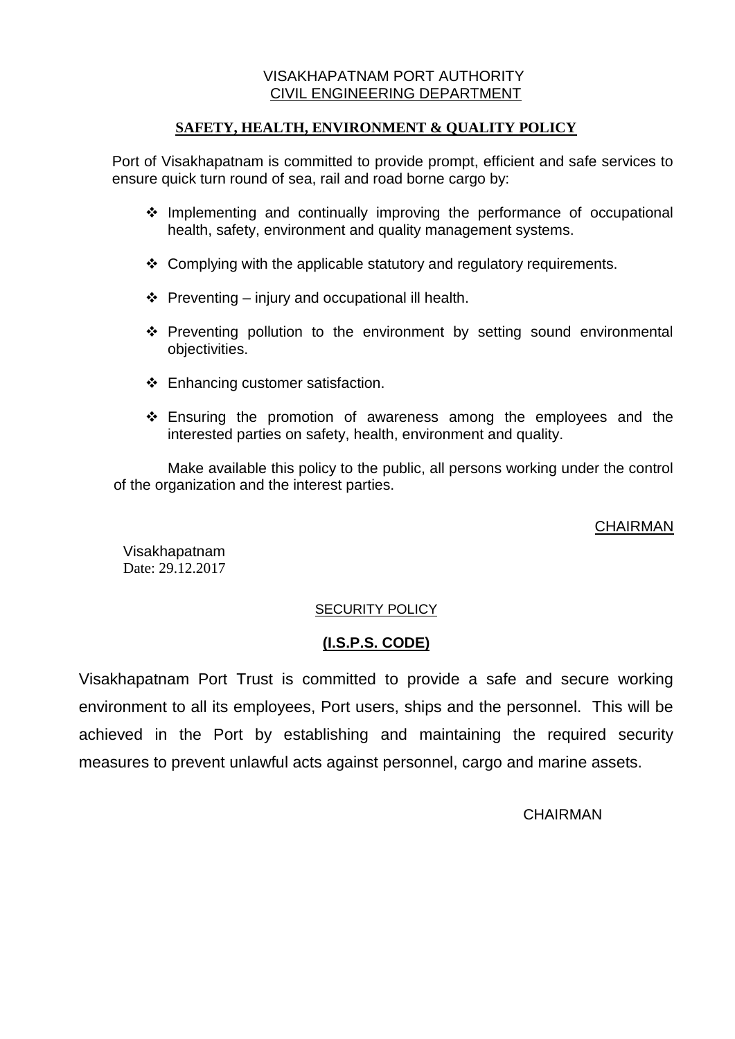VISAKHAPATNAM PORT AUTHORITY
CIVIL ENGINEERING DEPARTMENT

## SAFETY, HEALTH, ENVIRONMENT & QUALITY POLICY

Port of Visakhapatnam is committed to provide prompt, efficient and safe services to ensure quick turn round of sea, rail and road borne cargo by:

- Implementing and continually improving the performance of occupational health, safety, environment and quality management systems.
- Complying with the applicable statutory and regulatory requirements.
- Preventing – injury and occupational ill health.
- Preventing pollution to the environment by setting sound environmental objectivities.
- Enhancing customer satisfaction.
- Ensuring the promotion of awareness among the employees and the interested parties on safety, health, environment and quality.

Make available this policy to the public, all persons working under the control of the organization and the interest parties.

CHAIRMAN

Visakhapatnam
Date: 29.12.2017

## SECURITY POLICY

### (I.S.P.S. CODE)

Visakhapatnam Port Trust is committed to provide a safe and secure working environment to all its employees, Port users, ships and the personnel. This will be achieved in the Port by establishing and maintaining the required security measures to prevent unlawful acts against personnel, cargo and marine assets.

CHAIRMAN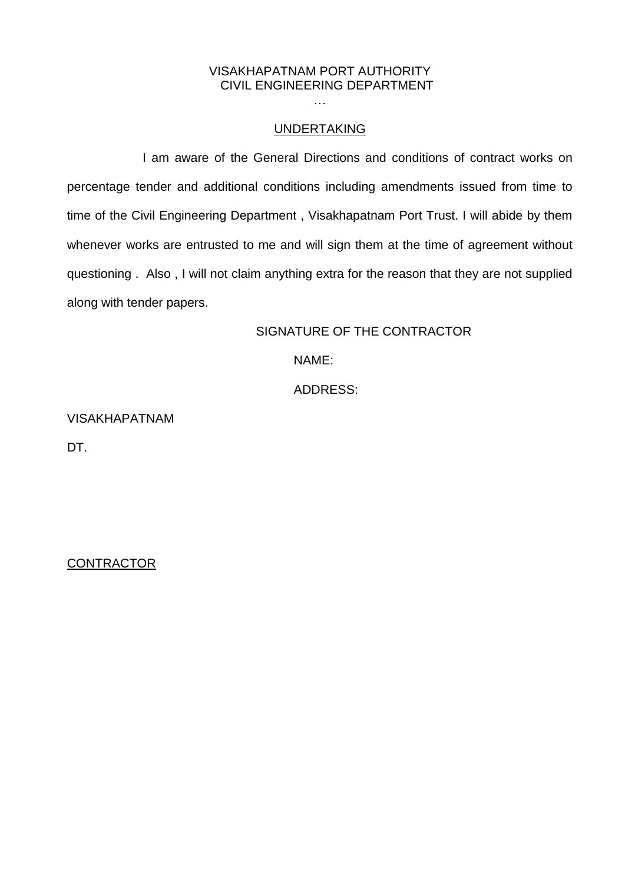VISAKHAPATNAM PORT AUTHORITY
CIVIL ENGINEERING DEPARTMENT

…

## UNDERTAKING

I am aware of the General Directions and conditions of contract works on percentage tender and additional conditions including amendments issued from time to time of the Civil Engineering Department , Visakhapatnam Port Trust. I will abide by them whenever works are entrusted to me and will sign them at the time of agreement without questioning . Also , I will not claim anything extra for the reason that they are not supplied along with tender papers.

SIGNATURE OF THE CONTRACTOR

NAME:

ADDRESS:

VISAKHAPATNAM

DT.

CONTRACTOR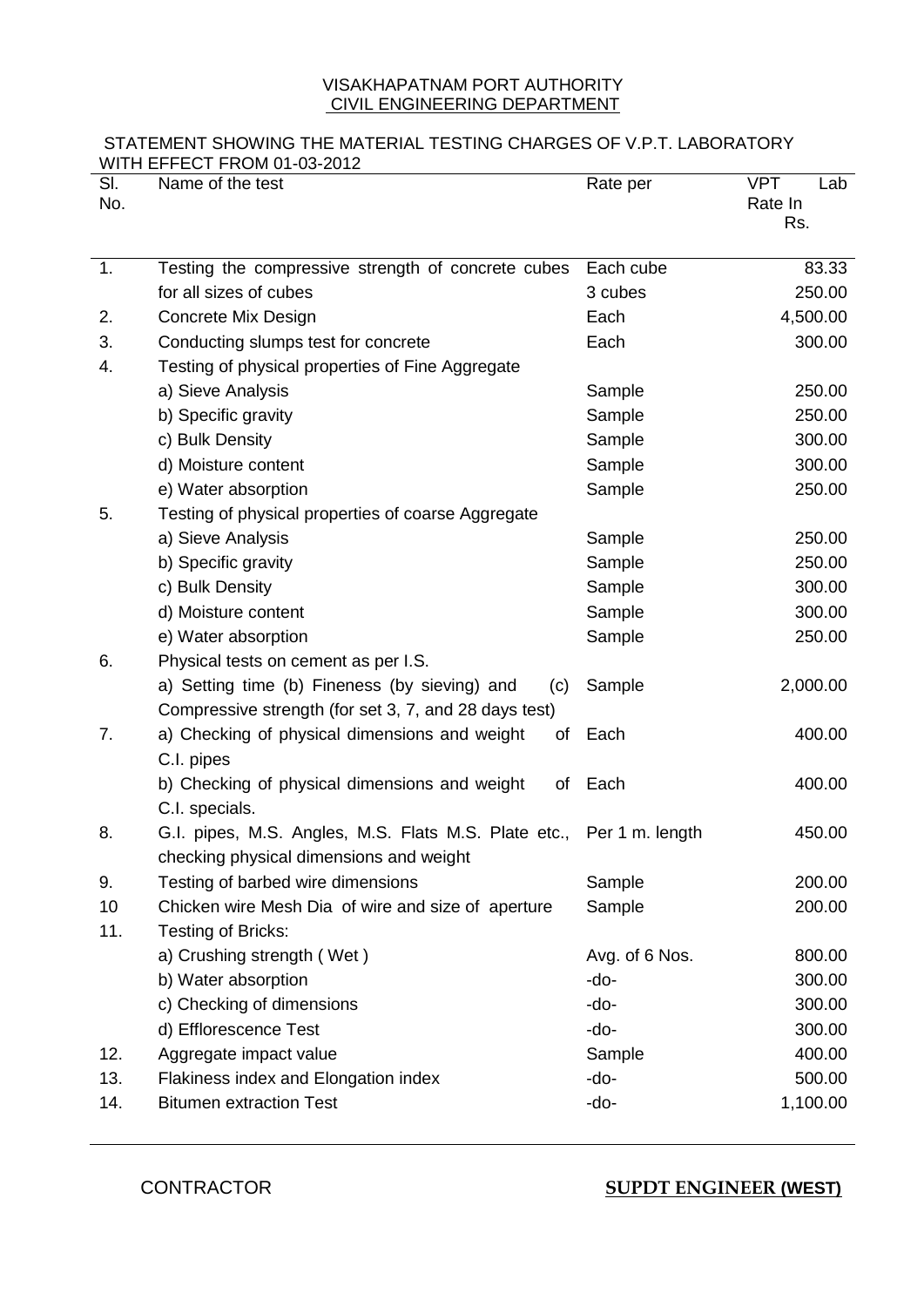VISAKHAPATNAM PORT AUTHORITY
CIVIL ENGINEERING DEPARTMENT

STATEMENT SHOWING THE MATERIAL TESTING CHARGES OF V.P.T. LABORATORY WITH EFFECT FROM 01-03-2012

| Sl. No. | Name of the test | Rate per | VPT Lab Rate In Rs. |
|---|---|---|---|
| 1. | Testing the compressive strength of concrete cubes | Each cube | 83.33 |
| | for all sizes of cubes | 3 cubes | 250.00 |
| 2. | Concrete Mix Design | Each | 4,500.00 |
| 3. | Conducting slumps test for concrete | Each | 300.00 |
| 4. | Testing of physical properties of Fine Aggregate | | |
| | a) Sieve Analysis | Sample | 250.00 |
| | b) Specific gravity | Sample | 250.00 |
| | c) Bulk Density | Sample | 300.00 |
| | d) Moisture content | Sample | 300.00 |
| | e) Water absorption | Sample | 250.00 |
| 5. | Testing of physical properties of coarse Aggregate | | |
| | a) Sieve Analysis | Sample | 250.00 |
| | b) Specific gravity | Sample | 250.00 |
| | c) Bulk Density | Sample | 300.00 |
| | d) Moisture content | Sample | 300.00 |
| | e) Water absorption | Sample | 250.00 |
| 6. | Physical tests on cement as per I.S. | | |
| | a) Setting time (b) Fineness (by sieving) and (c) Compressive strength (for set 3, 7, and 28 days test) | Sample | 2,000.00 |
| 7. | a) Checking of physical dimensions and weight of C.I. pipes | Each | 400.00 |
| | b) Checking of physical dimensions and weight of C.I. specials. | Each | 400.00 |
| 8. | G.I. pipes, M.S. Angles, M.S. Flats M.S. Plate etc., checking physical dimensions and weight | Per 1 m. length | 450.00 |
| 9. | Testing of barbed wire dimensions | Sample | 200.00 |
| 10 | Chicken wire Mesh Dia of wire and size of aperture | Sample | 200.00 |
| 11. | Testing of Bricks: | | |
| | a) Crushing strength ( Wet ) | Avg. of 6 Nos. | 800.00 |
| | b) Water absorption | -do- | 300.00 |
| | c) Checking of dimensions | -do- | 300.00 |
| | d) Efflorescence Test | -do- | 300.00 |
| 12. | Aggregate impact value | Sample | 400.00 |
| 13. | Flakiness index and Elongation index | -do- | 500.00 |
| 14. | Bitumen extraction Test | -do- | 1,100.00 |

CONTRACTOR

**SUPDT ENGINEER (WEST)**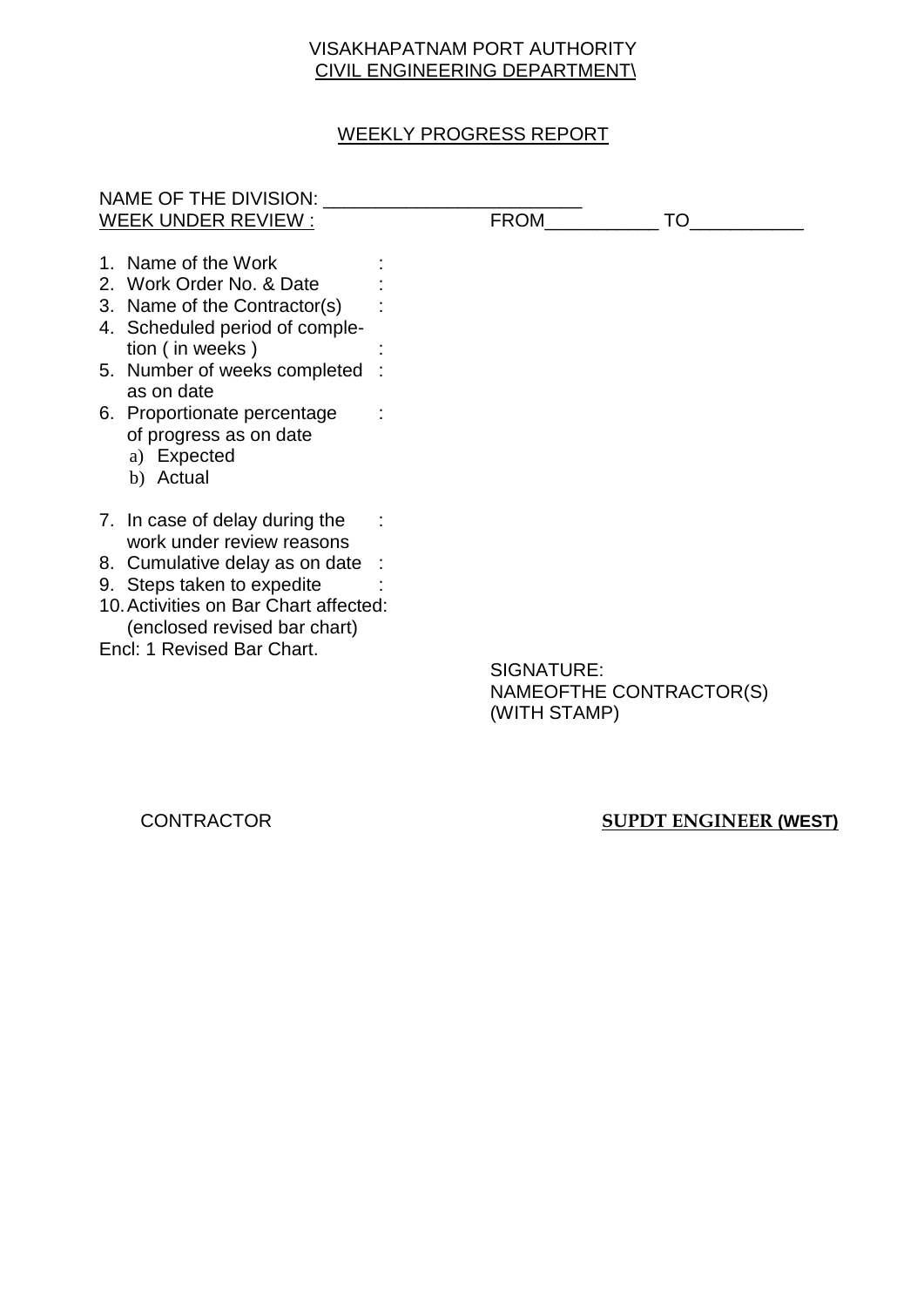VISAKHAPATNAM PORT AUTHORITY
CIVIL ENGINEERING DEPARTMENT\

WEEKLY PROGRESS REPORT

NAME OF THE DIVISION: ________________________
WEEK UNDER REVIEW : FROM___________ TO___________

1. Name of the Work :
2. Work Order No. & Date :
3. Name of the Contractor(s) :
4. Scheduled period of completion ( in weeks ) :
5. Number of weeks completed as on date :
6. Proportionate percentage of progress as on date :
   a) Expected
   b) Actual
7. In case of delay during the work under review reasons :
8. Cumulative delay as on date :
9. Steps taken to expedite :
10. Activities on Bar Chart affected: (enclosed revised bar chart)

Encl: 1 Revised Bar Chart.

SIGNATURE:
NAMEOFTHE CONTRACTOR(S)
(WITH STAMP)

CONTRACTOR **SUPDT ENGINEER (WEST)**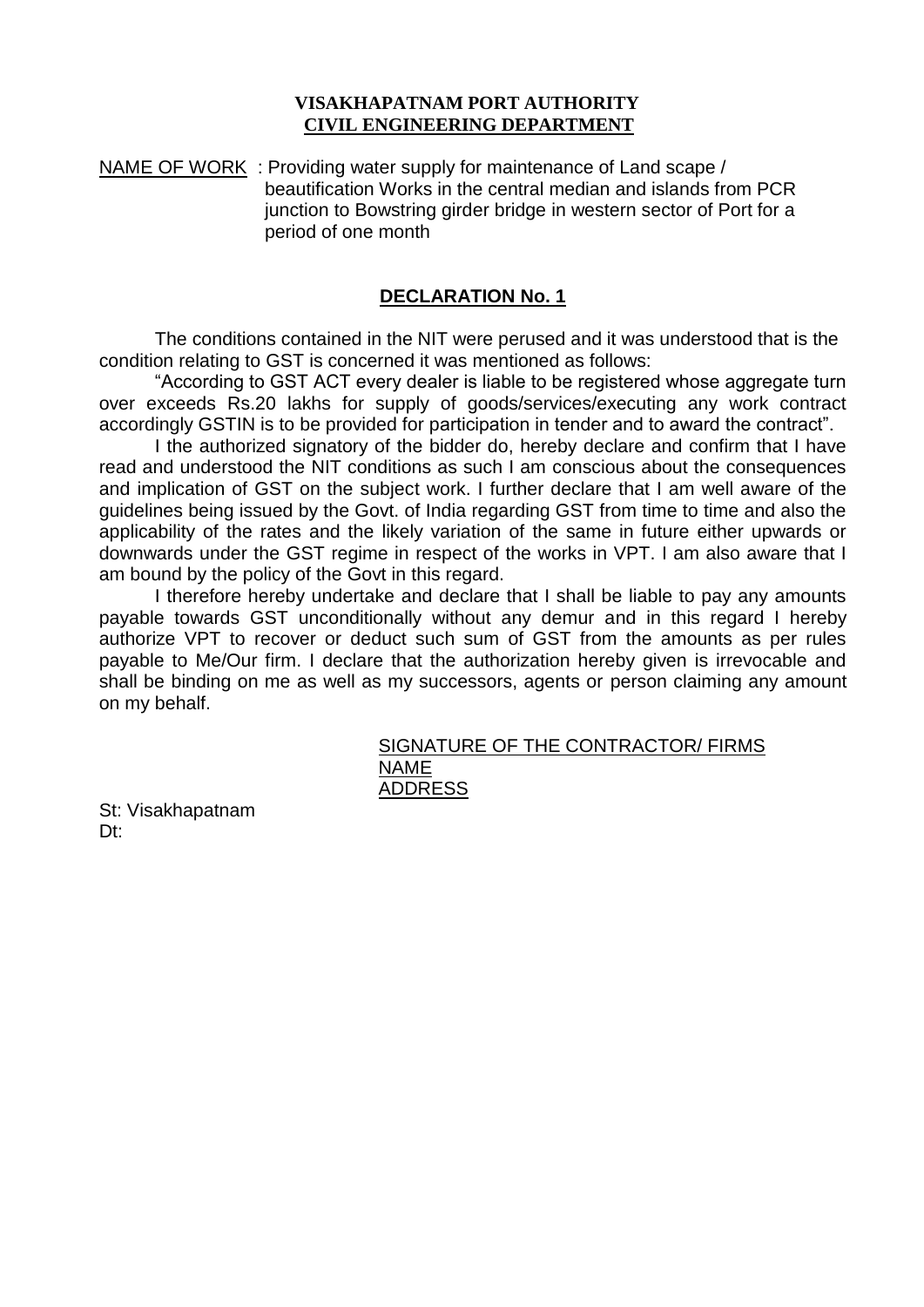**VISAKHAPATNAM PORT AUTHORITY**
**CIVIL ENGINEERING DEPARTMENT**

NAME OF WORK : Providing water supply for maintenance of Land scape / beautification Works in the central median and islands from PCR junction to Bowstring girder bridge in western sector of Port for a period of one month

## DECLARATION No. 1

The conditions contained in the NIT were perused and it was understood that is the condition relating to GST is concerned it was mentioned as follows:

"According to GST ACT every dealer is liable to be registered whose aggregate turn over exceeds Rs.20 lakhs for supply of goods/services/executing any work contract accordingly GSTIN is to be provided for participation in tender and to award the contract".

I the authorized signatory of the bidder do, hereby declare and confirm that I have read and understood the NIT conditions as such I am conscious about the consequences and implication of GST on the subject work. I further declare that I am well aware of the guidelines being issued by the Govt. of India regarding GST from time to time and also the applicability of the rates and the likely variation of the same in future either upwards or downwards under the GST regime in respect of the works in VPT. I am also aware that I am bound by the policy of the Govt in this regard.

I therefore hereby undertake and declare that I shall be liable to pay any amounts payable towards GST unconditionally without any demur and in this regard I hereby authorize VPT to recover or deduct such sum of GST from the amounts as per rules payable to Me/Our firm. I declare that the authorization hereby given is irrevocable and shall be binding on me as well as my successors, agents or person claiming any amount on my behalf.

SIGNATURE OF THE CONTRACTOR/ FIRMS
NAME
ADDRESS

St: Visakhapatnam
Dt: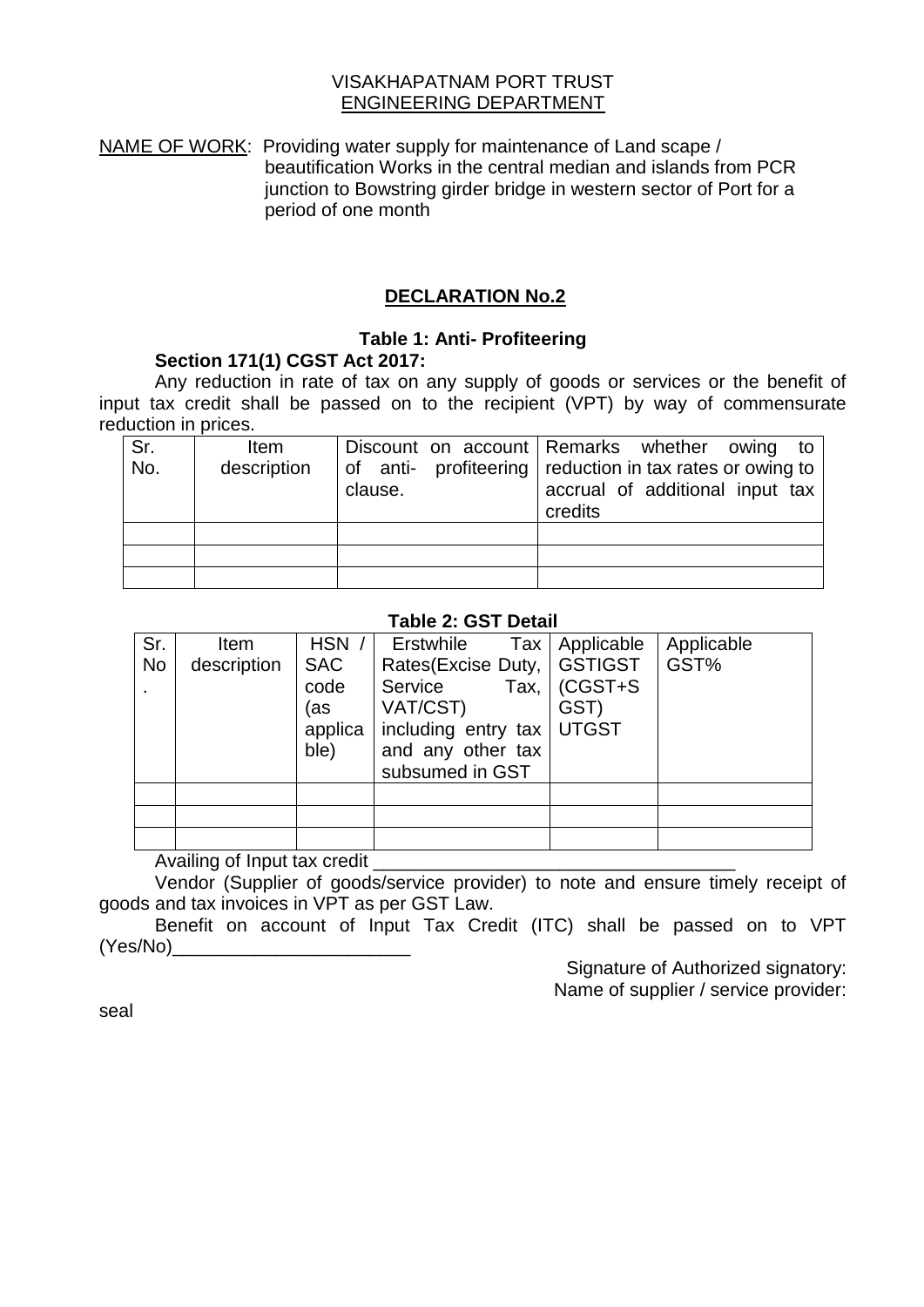VISAKHAPATNAM PORT TRUST
ENGINEERING DEPARTMENT

NAME OF WORK: Providing water supply for maintenance of Land scape / beautification Works in the central median and islands from PCR junction to Bowstring girder bridge in western sector of Port for a period of one month

## DECLARATION No.2

### Table 1: Anti- Profiteering

**Section 171(1) CGST Act 2017:**

Any reduction in rate of tax on any supply of goods or services or the benefit of input tax credit shall be passed on to the recipient (VPT) by way of commensurate reduction in prices.

| Sr. No. | Item description | Discount on account of anti- profiteering clause. | Remarks whether owing to reduction in tax rates or owing to accrual of additional input tax credits |
|---|---|---|---|
| | | | |
| | | | |
| | | | |

### Table 2: GST Detail

| Sr. No. | Item description | HSN / SAC code (as applicable) | Erstwhile Tax Rates(Excise Duty, Service Tax, VAT/CST) including entry tax and any other tax subsumed in GST | Applicable GSTIGST (CGST+SGST) UTGST | Applicable GST% |
|---|---|---|---|---|---|
| | | | | | |
| | | | | | |
| | | | | | |

Availing of Input tax credit ___________________________________

Vendor (Supplier of goods/service provider) to note and ensure timely receipt of goods and tax invoices in VPT as per GST Law.

Benefit on account of Input Tax Credit (ITC) shall be passed on to VPT (Yes/No)_______________________

Signature of Authorized signatory:
Name of supplier / service provider:

seal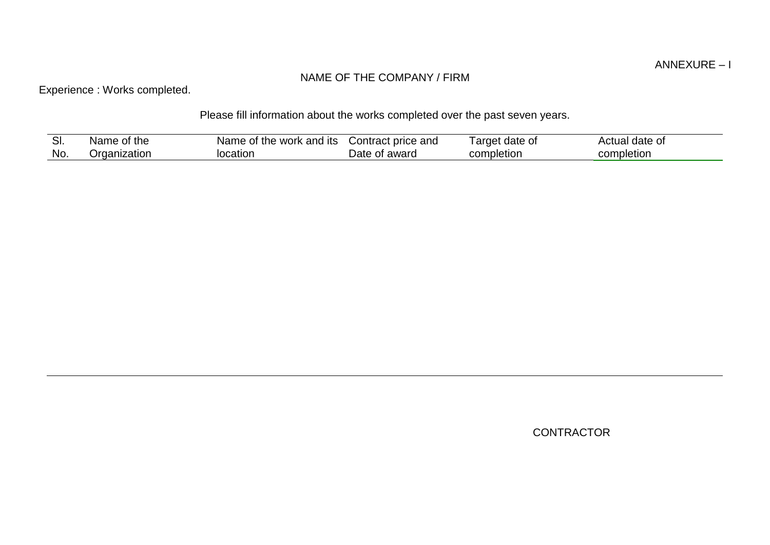ANNEXURE – I

NAME OF THE COMPANY / FIRM

Experience : Works completed.

Please fill information about the works completed over the past seven years.

| Sl. No. | Name of the Organization | Name of the work and its location | Contract price and Date of award | Target date of completion | Actual date of completion |
|---|---|---|---|---|---|
| | | | | | |

CONTRACTOR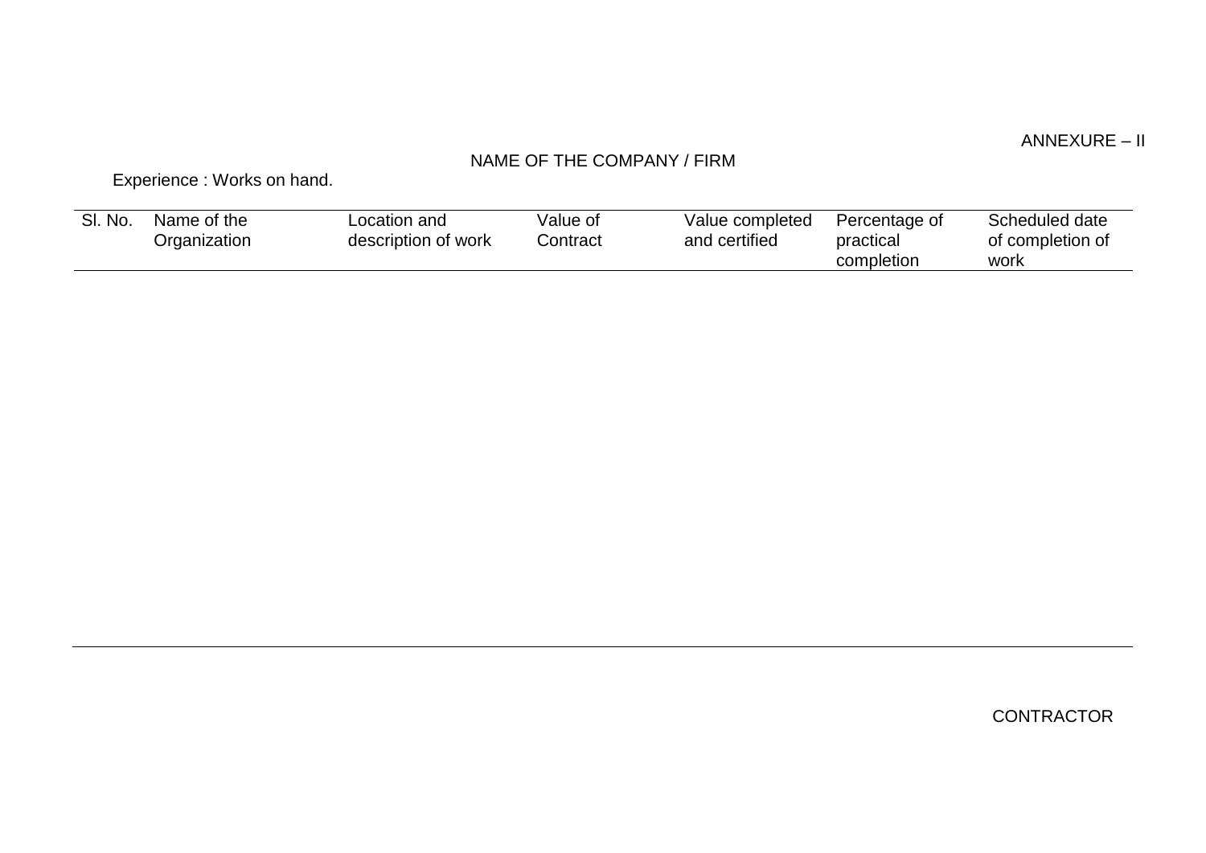ANNEXURE – II

NAME OF THE COMPANY / FIRM

Experience : Works on hand.

| Sl. No. | Name of the Organization | Location and description of work | Value of Contract | Value completed and certified | Percentage of practical completion | Scheduled date of completion of work |
|---|---|---|---|---|---|---|
| | | | | | | |

CONTRACTOR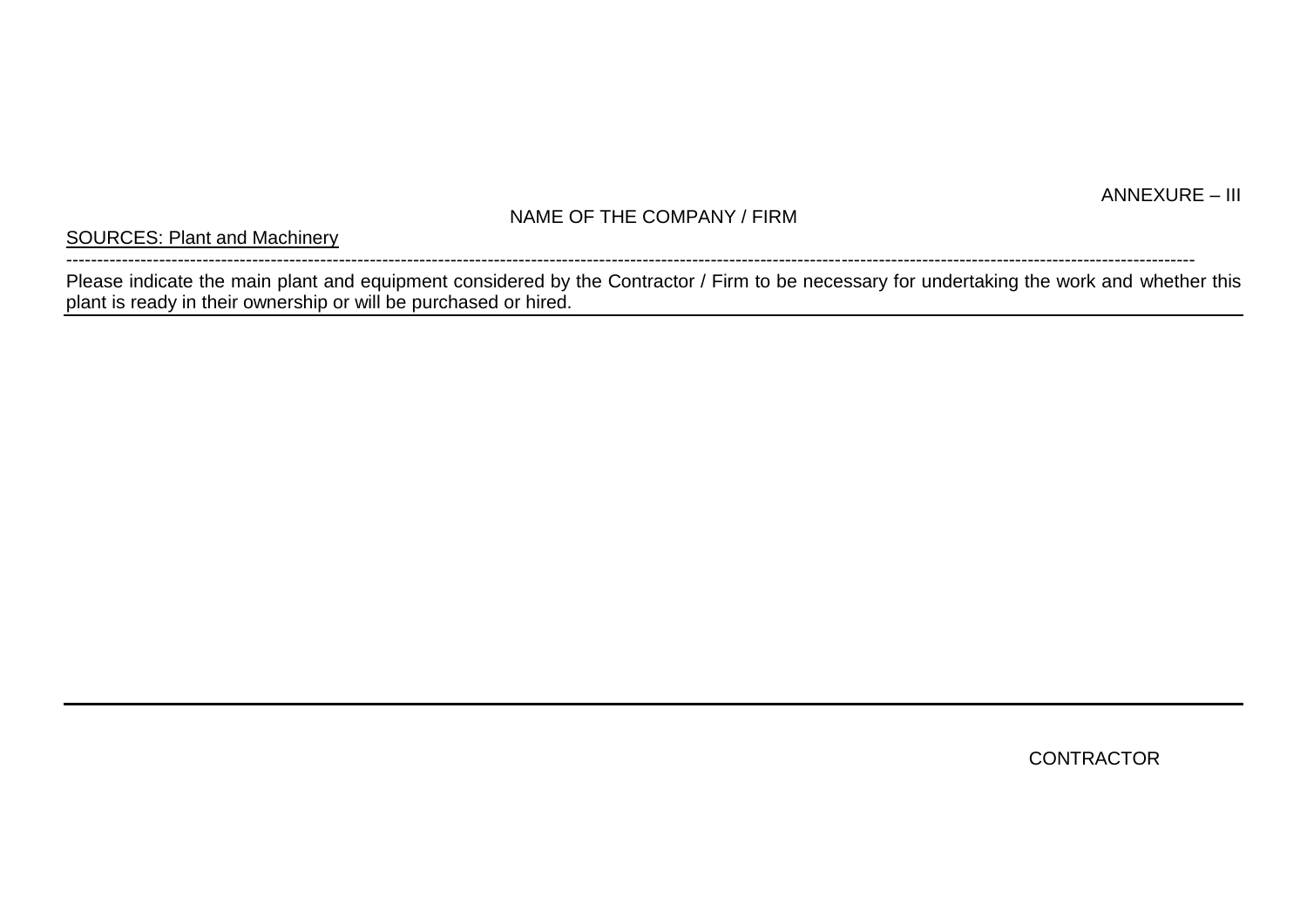ANNEXURE – III

NAME OF THE COMPANY / FIRM

SOURCES: Plant and Machinery

---

Please indicate the main plant and equipment considered by the Contractor / Firm to be necessary for undertaking the work and whether this plant is ready in their ownership or will be purchased or hired.

---

CONTRACTOR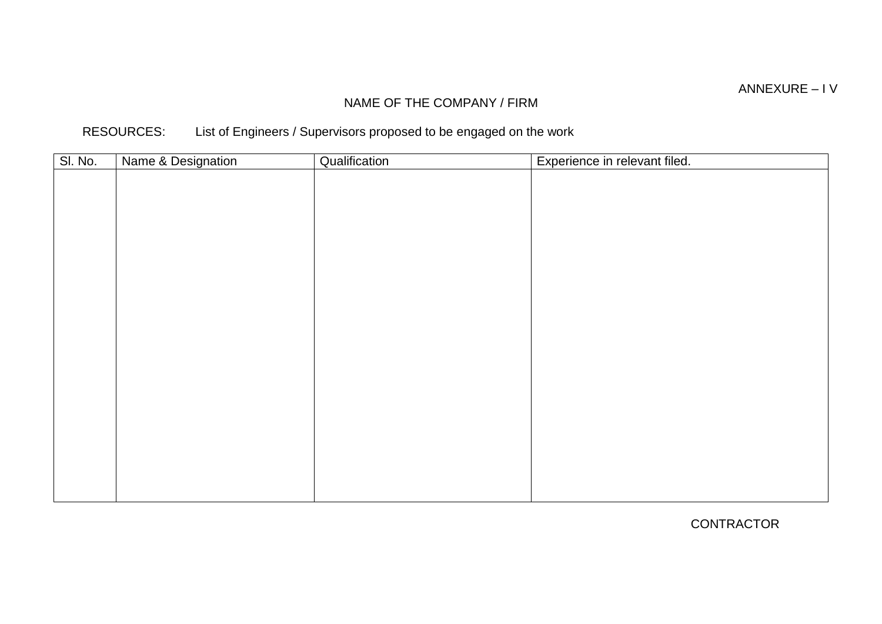ANNEXURE – I V

NAME OF THE COMPANY / FIRM

RESOURCES: List of Engineers / Supervisors proposed to be engaged on the work

| Sl. No. | Name & Designation | Qualification | Experience in relevant filed. |
|---|---|---|---|
| | | | |

CONTRACTOR